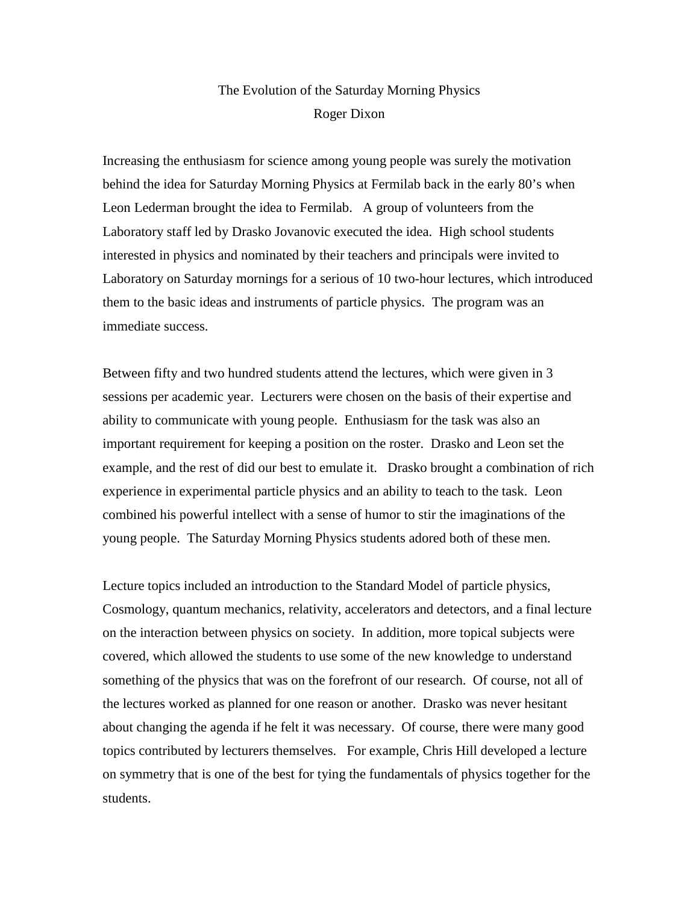# The Evolution of the Saturday Morning Physics

Roger Dixon

Increasing the enthusiasm for science among young people was surely the motivation behind the idea for Saturday Morning Physics at Fermilab back in the early 80's when Leon Lederman brought the idea to Fermilab. A group of volunteers from the Laboratory staff led by Drasko Jovanovic executed the idea. High school students interested in physics and nominated by their teachers and principals were invited to Laboratory on Saturday mornings for a serious of 10 two-hour lectures, which introduced them to the basic ideas and instruments of particle physics. The program was an immediate success.

Between fifty and two hundred students attend the lectures, which were given in 3 sessions per academic year. Lecturers were chosen on the basis of their expertise and ability to communicate with young people. Enthusiasm for the task was also an important requirement for keeping a position on the roster. Drasko and Leon set the example, and the rest of did our best to emulate it. Drasko brought a combination of rich experience in experimental particle physics and an ability to teach to the task. Leon combined his powerful intellect with a sense of humor to stir the imaginations of the young people. The Saturday Morning Physics students adored both of these men.

Lecture topics included an introduction to the Standard Model of particle physics, Cosmology, quantum mechanics, relativity, accelerators and detectors, and a final lecture on the interaction between physics on society. In addition, more topical subjects were covered, which allowed the students to use some of the new knowledge to understand something of the physics that was on the forefront of our research. Of course, not all of the lectures worked as planned for one reason or another. Drasko was never hesitant about changing the agenda if he felt it was necessary. Of course, there were many good topics contributed by lecturers themselves. For example, Chris Hill developed a lecture on symmetry that is one of the best for tying the fundamentals of physics together for the students.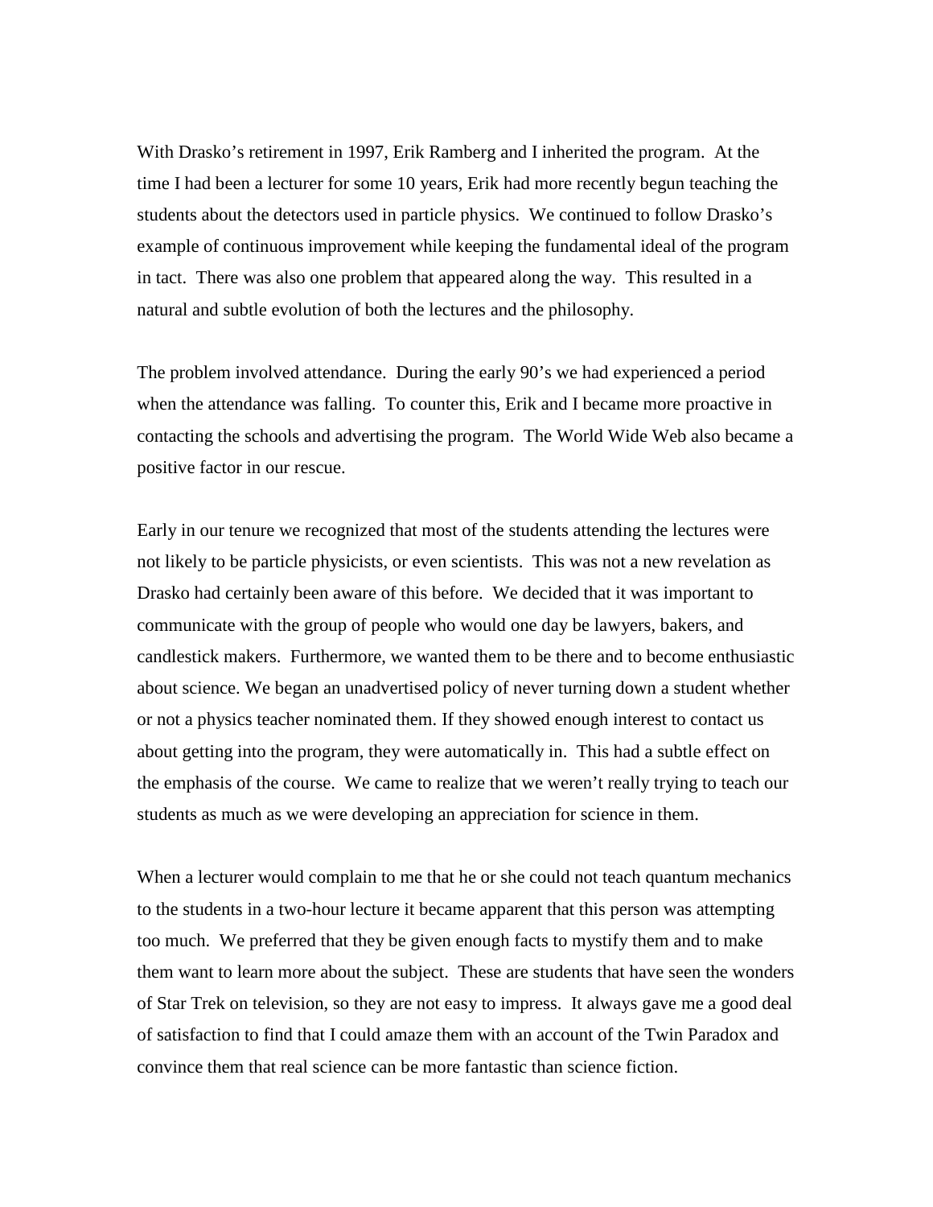With Drasko's retirement in 1997, Erik Ramberg and I inherited the program. At the time I had been a lecturer for some 10 years, Erik had more recently begun teaching the students about the detectors used in particle physics. We continued to follow Drasko's example of continuous improvement while keeping the fundamental ideal of the program in tact. There was also one problem that appeared along the way. This resulted in a natural and subtle evolution of both the lectures and the philosophy.

The problem involved attendance. During the early 90's we had experienced a period when the attendance was falling. To counter this, Erik and I became more proactive in contacting the schools and advertising the program. The World Wide Web also became a positive factor in our rescue.

Early in our tenure we recognized that most of the students attending the lectures were not likely to be particle physicists, or even scientists. This was not a new revelation as Drasko had certainly been aware of this before. We decided that it was important to communicate with the group of people who would one day be lawyers, bakers, and candlestick makers. Furthermore, we wanted them to be there and to become enthusiastic about science. We began an unadvertised policy of never turning down a student whether or not a physics teacher nominated them. If they showed enough interest to contact us about getting into the program, they were automatically in. This had a subtle effect on the emphasis of the course. We came to realize that we weren't really trying to teach our students as much as we were developing an appreciation for science in them.

When a lecturer would complain to me that he or she could not teach quantum mechanics to the students in a two-hour lecture it became apparent that this person was attempting too much. We preferred that they be given enough facts to mystify them and to make them want to learn more about the subject. These are students that have seen the wonders of Star Trek on television, so they are not easy to impress. It always gave me a good deal of satisfaction to find that I could amaze them with an account of the Twin Paradox and convince them that real science can be more fantastic than science fiction.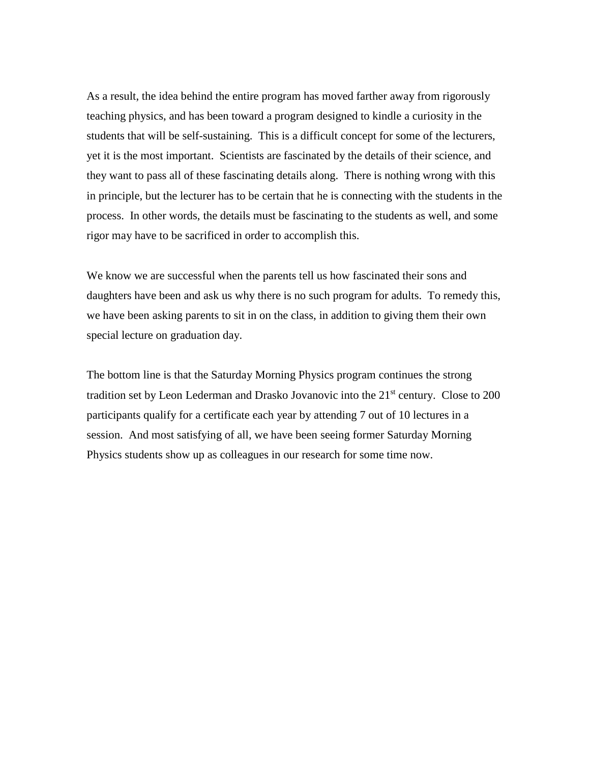As a result, the idea behind the entire program has moved farther away from rigorously teaching physics, and has been toward a program designed to kindle a curiosity in the students that will be self-sustaining. This is a difficult concept for some of the lecturers, yet it is the most important. Scientists are fascinated by the details of their science, and they want to pass all of these fascinating details along. There is nothing wrong with this in principle, but the lecturer has to be certain that he is connecting with the students in the process. In other words, the details must be fascinating to the students as well, and some rigor may have to be sacrificed in order to accomplish this.

We know we are successful when the parents tell us how fascinated their sons and daughters have been and ask us why there is no such program for adults. To remedy this, we have been asking parents to sit in on the class, in addition to giving them their own special lecture on graduation day.

The bottom line is that the Saturday Morning Physics program continues the strong tradition set by Leon Lederman and Drasko Jovanovic into the 21st century. Close to 200 participants qualify for a certificate each year by attending 7 out of 10 lectures in a session. And most satisfying of all, we have been seeing former Saturday Morning Physics students show up as colleagues in our research for some time now.